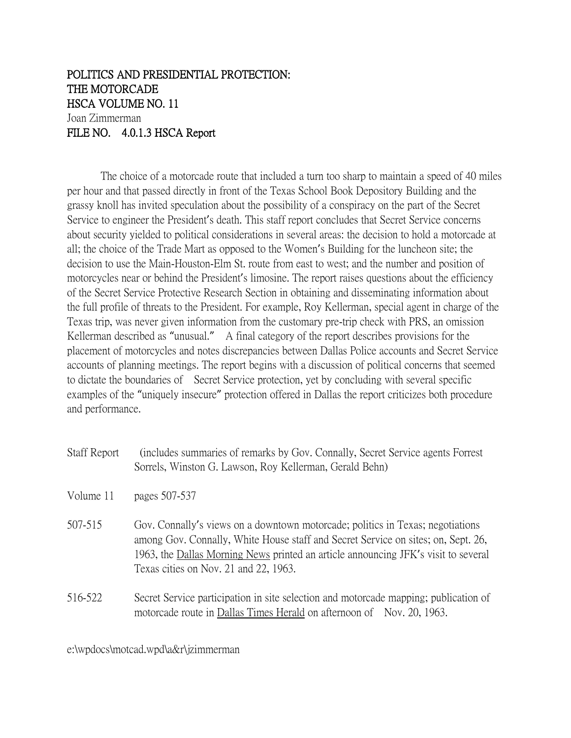**POLITICS AND PRESIDENTIAL PROTECTION:**
**THE MOTORCADE**
**HSCA VOLUME NO. 11**
Joan Zimmerman
**FILE NO. 4.0.1.3 HSCA Report**

The choice of a motorcade route that included a turn too sharp to maintain a speed of 40 miles per hour and that passed directly in front of the Texas School Book Depository Building and the grassy knoll has invited speculation about the possibility of a conspiracy on the part of the Secret Service to engineer the President's death. This staff report concludes that Secret Service concerns about security yielded to political considerations in several areas: the decision to hold a motorcade at all; the choice of the Trade Mart as opposed to the Women's Building for the luncheon site; the decision to use the Main-Houston-Elm St. route from east to west; and the number and position of motorcycles near or behind the President's limosine. The report raises questions about the efficiency of the Secret Service Protective Research Section in obtaining and disseminating information about the full profile of threats to the President. For example, Roy Kellerman, special agent in charge of the Texas trip, was never given information from the customary pre-trip check with PRS, an omission Kellerman described as "unusual." A final category of the report describes provisions for the placement of motorcycles and notes discrepancies between Dallas Police accounts and Secret Service accounts of planning meetings. The report begins with a discussion of political concerns that seemed to dictate the boundaries of Secret Service protection, yet by concluding with several specific examples of the "uniquely insecure" protection offered in Dallas the report criticizes both procedure and performance.

| | |
|---|---|
| Staff Report | (includes summaries of remarks by Gov. Connally, Secret Service agents Forrest Sorrels, Winston G. Lawson, Roy Kellerman, Gerald Behn) |
| Volume 11 | pages 507-537 |
| 507-515 | Gov. Connally's views on a downtown motorcade; politics in Texas; negotiations among Gov. Connally, White House staff and Secret Service on sites; on, Sept. 26, 1963, the <u>Dallas Morning News</u> printed an article announcing JFK's visit to several Texas cities on Nov. 21 and 22, 1963. |
| 516-522 | Secret Service participation in site selection and motorcade mapping; publication of motorcade route in <u>Dallas Times Herald</u> on afternoon of Nov. 20, 1963. |

e:\wpdocs\motcad.wpd\a&r\jzimmerman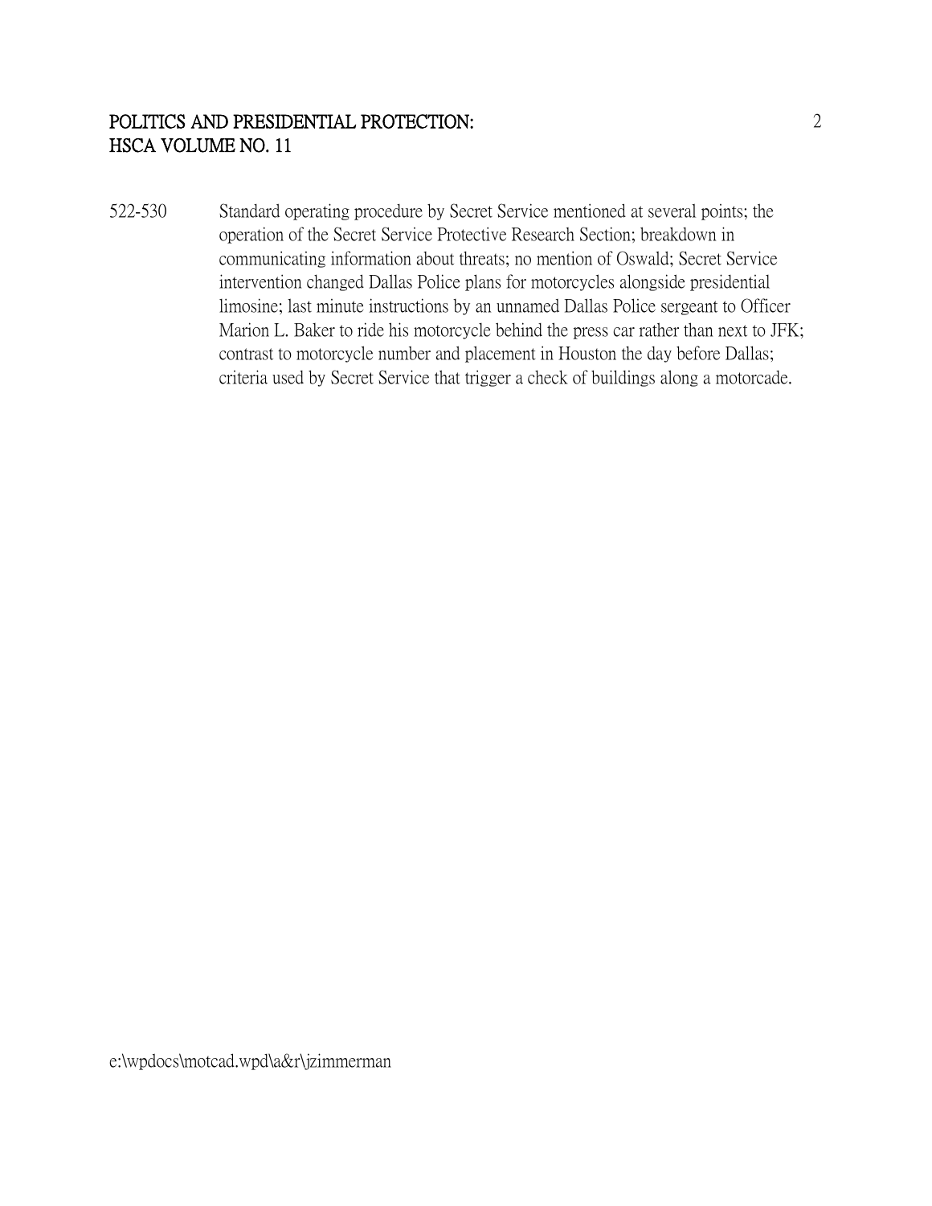522-530 Standard operating procedure by Secret Service mentioned at several points; the operation of the Secret Service Protective Research Section; breakdown in communicating information about threats; no mention of Oswald; Secret Service intervention changed Dallas Police plans for motorcycles alongside presidential limosine; last minute instructions by an unnamed Dallas Police sergeant to Officer Marion L. Baker to ride his motorcycle behind the press car rather than next to JFK; contrast to motorcycle number and placement in Houston the day before Dallas; criteria used by Secret Service that trigger a check of buildings along a motorcade.

e:\wpdocs\motcad.wpd\a&r\jzimmerman